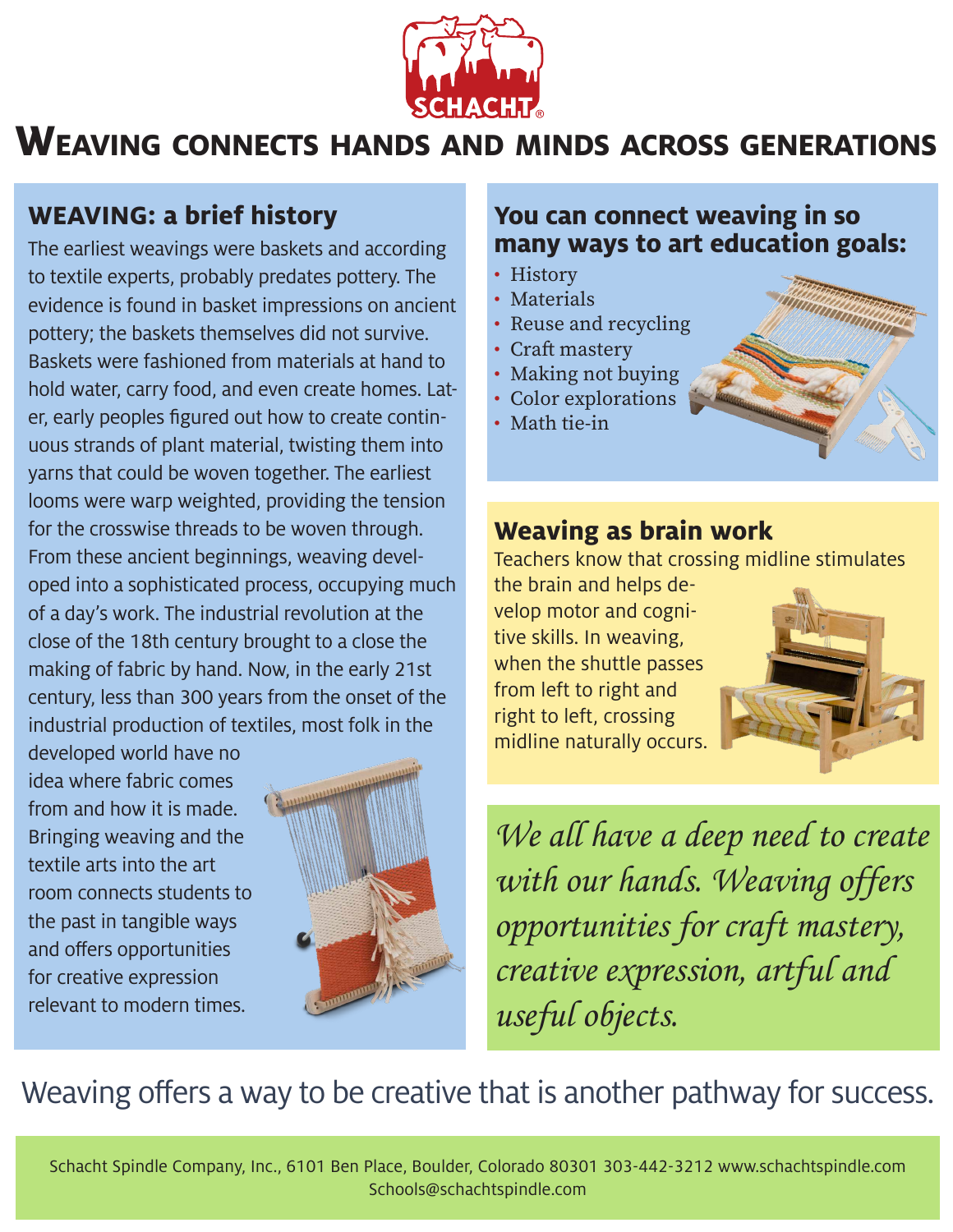SCHACHT®

# Weaving connects hands and minds across generations

## WEAVING: a brief history

The earliest weavings were baskets and according to textile experts, probably predates pottery. The evidence is found in basket impressions on ancient pottery; the baskets themselves did not survive. Baskets were fashioned from materials at hand to hold water, carry food, and even create homes. Later, early peoples figured out how to create continuous strands of plant material, twisting them into yarns that could be woven together. The earliest looms were warp weighted, providing the tension for the crosswise threads to be woven through. From these ancient beginnings, weaving developed into a sophisticated process, occupying much of a day's work. The industrial revolution at the close of the 18th century brought to a close the making of fabric by hand. Now, in the early 21st century, less than 300 years from the onset of the industrial production of textiles, most folk in the developed world have no idea where fabric comes from and how it is made. Bringing weaving and the textile arts into the art room connects students to the past in tangible ways and offers opportunities for creative expression relevant to modern times.

## You can connect weaving in so many ways to art education goals:

- History
- Materials
- Reuse and recycling
- Craft mastery
- Making not buying
- Color explorations
- Math tie-in

## Weaving as brain work

Teachers know that crossing midline stimulates the brain and helps develop motor and cognitive skills. In weaving, when the shuttle passes from left to right and right to left, crossing midline naturally occurs.

*We all have a deep need to create with our hands. Weaving offers opportunities for craft mastery, creative expression, artful and useful objects.*

Weaving offers a way to be creative that is another pathway for success.

Schacht Spindle Company, Inc., 6101 Ben Place, Boulder, Colorado 80301 303-442-3212 www.schachtspindle.com
Schools@schachtspindle.com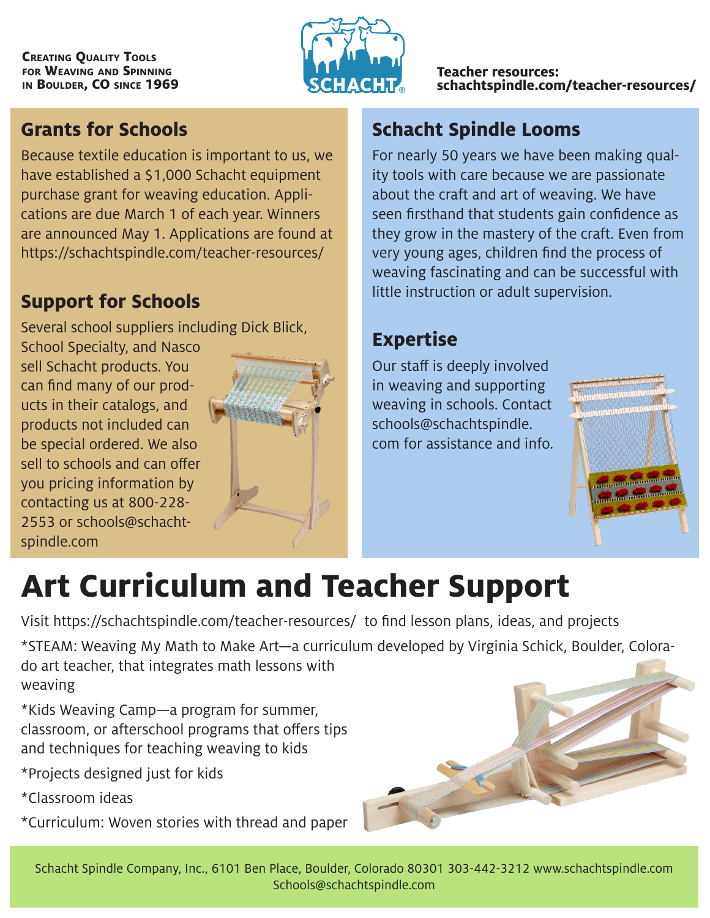**Creating Quality Tools for Weaving and Spinning in Boulder, CO since 1969**

SCHACHT

**Teacher resources: schachtspindle.com/teacher-resources/**

## Grants for Schools

Because textile education is important to us, we have established a $1,000 Schacht equipment purchase grant for weaving education. Applications are due March 1 of each year. Winners are announced May 1. Applications are found at https://schachtspindle.com/teacher-resources/

## Support for Schools

Several school suppliers including Dick Blick, School Specialty, and Nasco sell Schacht products. You can find many of our products in their catalogs, and products not included can be special ordered. We also sell to schools and can offer you pricing information by contacting us at 800-228-2553 or schools@schachtspindle.com

## Schacht Spindle Looms

For nearly 50 years we have been making quality tools with care because we are passionate about the craft and art of weaving. We have seen firsthand that students gain confidence as they grow in the mastery of the craft. Even from very young ages, children find the process of weaving fascinating and can be successful with little instruction or adult supervision.

## Expertise

Our staff is deeply involved in weaving and supporting weaving in schools. Contact schools@schachtspindle.com for assistance and info.

# Art Curriculum and Teacher Support

Visit https://schachtspindle.com/teacher-resources/ to find lesson plans, ideas, and projects

*STEAM: Weaving My Math to Make Art—a curriculum developed by Virginia Schick, Boulder, Colorado art teacher, that integrates math lessons with weaving

*Kids Weaving Camp—a program for summer, classroom, or afterschool programs that offers tips and techniques for teaching weaving to kids

*Projects designed just for kids

*Classroom ideas

*Curriculum: Woven stories with thread and paper

Schacht Spindle Company, Inc., 6101 Ben Place, Boulder, Colorado 80301 303-442-3212 www.schachtspindle.com Schools@schachtspindle.com